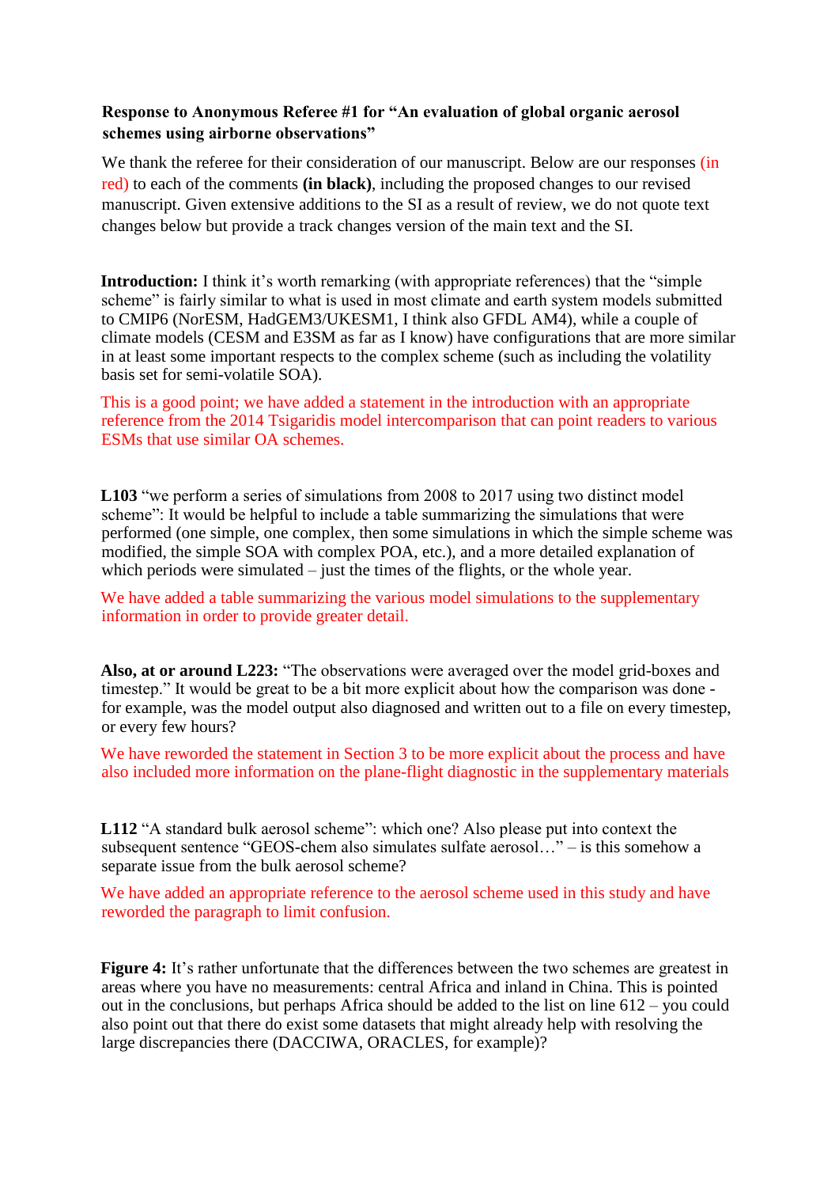**Response to Anonymous Referee #1 for "An evaluation of global organic aerosol schemes using airborne observations"**

We thank the referee for their consideration of our manuscript. Below are our responses (in red) to each of the comments **(in black)**, including the proposed changes to our revised manuscript. Given extensive additions to the SI as a result of review, we do not quote text changes below but provide a track changes version of the main text and the SI.

**Introduction:** I think it's worth remarking (with appropriate references) that the "simple scheme" is fairly similar to what is used in most climate and earth system models submitted to CMIP6 (NorESM, HadGEM3/UKESM1, I think also GFDL AM4), while a couple of climate models (CESM and E3SM as far as I know) have configurations that are more similar in at least some important respects to the complex scheme (such as including the volatility basis set for semi-volatile SOA).

This is a good point; we have added a statement in the introduction with an appropriate reference from the 2014 Tsigaridis model intercomparison that can point readers to various ESMs that use similar OA schemes.

**L103** "we perform a series of simulations from 2008 to 2017 using two distinct model scheme": It would be helpful to include a table summarizing the simulations that were performed (one simple, one complex, then some simulations in which the simple scheme was modified, the simple SOA with complex POA, etc.), and a more detailed explanation of which periods were simulated – just the times of the flights, or the whole year.

We have added a table summarizing the various model simulations to the supplementary information in order to provide greater detail.

**Also, at or around L223:** "The observations were averaged over the model grid-boxes and timestep." It would be great to be a bit more explicit about how the comparison was done - for example, was the model output also diagnosed and written out to a file on every timestep, or every few hours?

We have reworded the statement in Section 3 to be more explicit about the process and have also included more information on the plane-flight diagnostic in the supplementary materials

**L112** "A standard bulk aerosol scheme": which one? Also please put into context the subsequent sentence "GEOS-chem also simulates sulfate aerosol…" – is this somehow a separate issue from the bulk aerosol scheme?

We have added an appropriate reference to the aerosol scheme used in this study and have reworded the paragraph to limit confusion.

**Figure 4:** It's rather unfortunate that the differences between the two schemes are greatest in areas where you have no measurements: central Africa and inland in China. This is pointed out in the conclusions, but perhaps Africa should be added to the list on line 612 – you could also point out that there do exist some datasets that might already help with resolving the large discrepancies there (DACCIWA, ORACLES, for example)?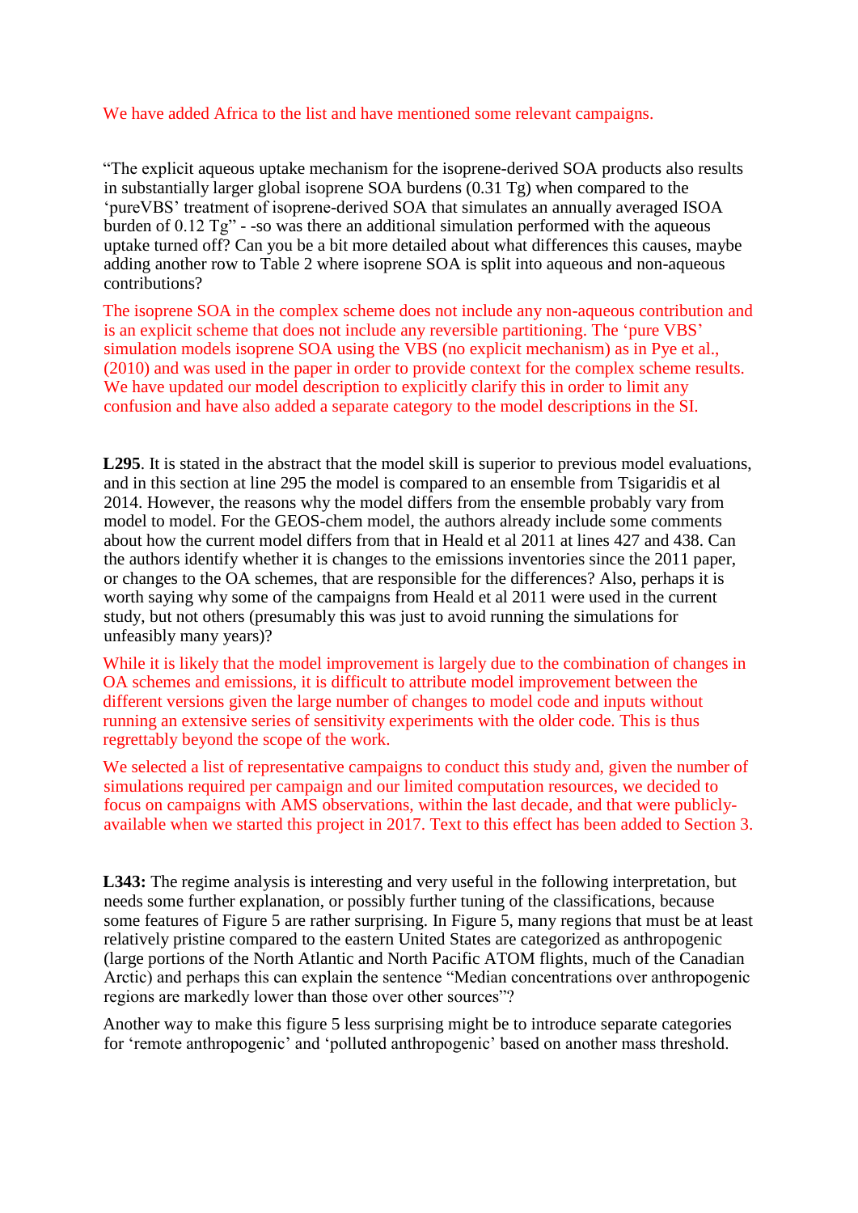We have added Africa to the list and have mentioned some relevant campaigns.

"The explicit aqueous uptake mechanism for the isoprene-derived SOA products also results in substantially larger global isoprene SOA burdens (0.31 Tg) when compared to the 'pureVBS' treatment of isoprene-derived SOA that simulates an annually averaged ISOA burden of 0.12 Tg" - -so was there an additional simulation performed with the aqueous uptake turned off? Can you be a bit more detailed about what differences this causes, maybe adding another row to Table 2 where isoprene SOA is split into aqueous and non-aqueous contributions?

The isoprene SOA in the complex scheme does not include any non-aqueous contribution and is an explicit scheme that does not include any reversible partitioning. The 'pure VBS' simulation models isoprene SOA using the VBS (no explicit mechanism) as in Pye et al., (2010) and was used in the paper in order to provide context for the complex scheme results. We have updated our model description to explicitly clarify this in order to limit any confusion and have also added a separate category to the model descriptions in the SI.

**L295**. It is stated in the abstract that the model skill is superior to previous model evaluations, and in this section at line 295 the model is compared to an ensemble from Tsigaridis et al 2014. However, the reasons why the model differs from the ensemble probably vary from model to model. For the GEOS-chem model, the authors already include some comments about how the current model differs from that in Heald et al 2011 at lines 427 and 438. Can the authors identify whether it is changes to the emissions inventories since the 2011 paper, or changes to the OA schemes, that are responsible for the differences? Also, perhaps it is worth saying why some of the campaigns from Heald et al 2011 were used in the current study, but not others (presumably this was just to avoid running the simulations for unfeasibly many years)?

While it is likely that the model improvement is largely due to the combination of changes in OA schemes and emissions, it is difficult to attribute model improvement between the different versions given the large number of changes to model code and inputs without running an extensive series of sensitivity experiments with the older code. This is thus regrettably beyond the scope of the work.

We selected a list of representative campaigns to conduct this study and, given the number of simulations required per campaign and our limited computation resources, we decided to focus on campaigns with AMS observations, within the last decade, and that were publicly-available when we started this project in 2017. Text to this effect has been added to Section 3.

**L343:** The regime analysis is interesting and very useful in the following interpretation, but needs some further explanation, or possibly further tuning of the classifications, because some features of Figure 5 are rather surprising. In Figure 5, many regions that must be at least relatively pristine compared to the eastern United States are categorized as anthropogenic (large portions of the North Atlantic and North Pacific ATOM flights, much of the Canadian Arctic) and perhaps this can explain the sentence "Median concentrations over anthropogenic regions are markedly lower than those over other sources"?

Another way to make this figure 5 less surprising might be to introduce separate categories for 'remote anthropogenic' and 'polluted anthropogenic' based on another mass threshold.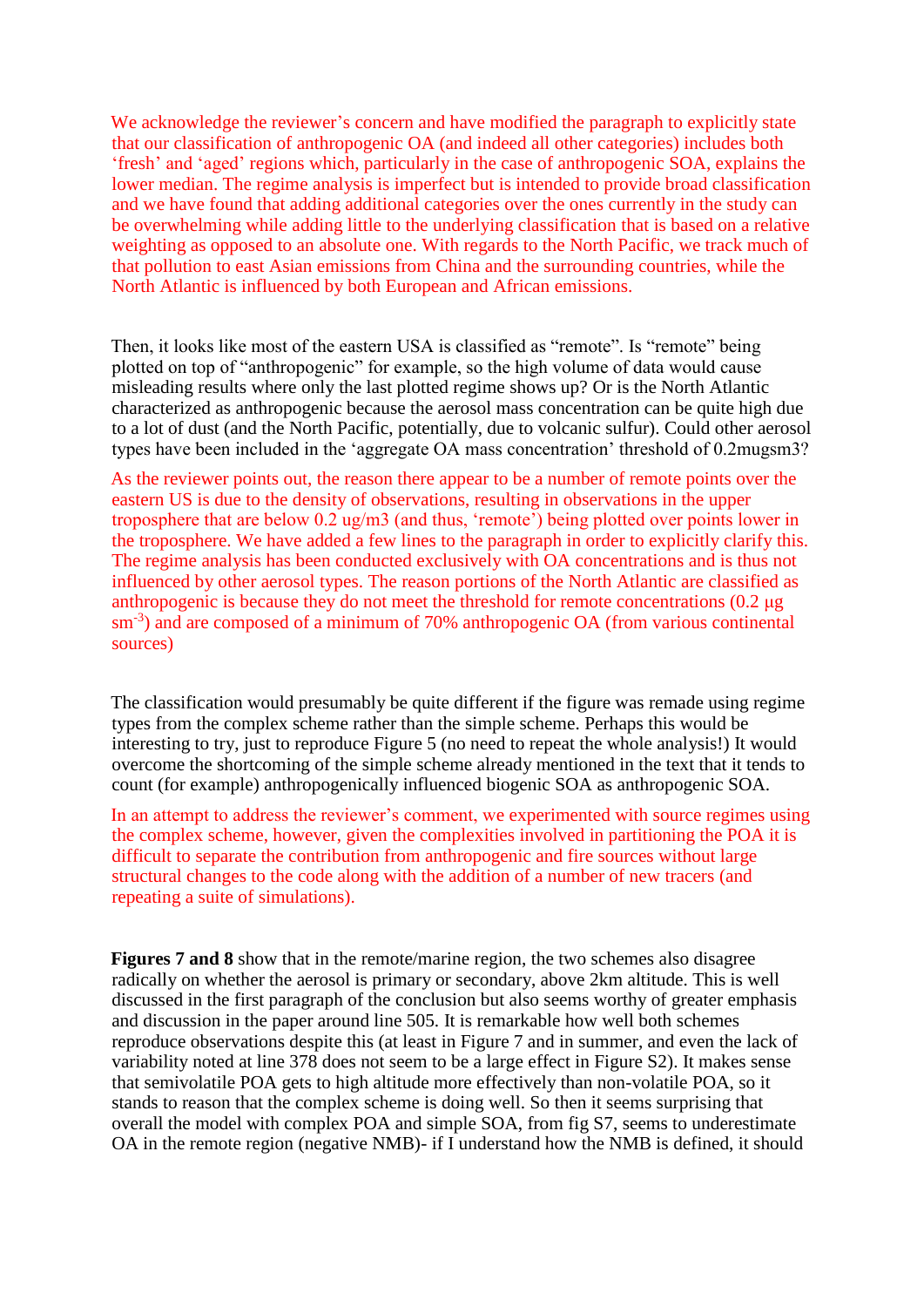We acknowledge the reviewer's concern and have modified the paragraph to explicitly state that our classification of anthropogenic OA (and indeed all other categories) includes both 'fresh' and 'aged' regions which, particularly in the case of anthropogenic SOA, explains the lower median. The regime analysis is imperfect but is intended to provide broad classification and we have found that adding additional categories over the ones currently in the study can be overwhelming while adding little to the underlying classification that is based on a relative weighting as opposed to an absolute one. With regards to the North Pacific, we track much of that pollution to east Asian emissions from China and the surrounding countries, while the North Atlantic is influenced by both European and African emissions.

Then, it looks like most of the eastern USA is classified as "remote". Is "remote" being plotted on top of "anthropogenic" for example, so the high volume of data would cause misleading results where only the last plotted regime shows up? Or is the North Atlantic characterized as anthropogenic because the aerosol mass concentration can be quite high due to a lot of dust (and the North Pacific, potentially, due to volcanic sulfur). Could other aerosol types have been included in the 'aggregate OA mass concentration' threshold of 0.2mugsm3?

As the reviewer points out, the reason there appear to be a number of remote points over the eastern US is due to the density of observations, resulting in observations in the upper troposphere that are below 0.2 ug/m3 (and thus, 'remote') being plotted over points lower in the troposphere. We have added a few lines to the paragraph in order to explicitly clarify this. The regime analysis has been conducted exclusively with OA concentrations and is thus not influenced by other aerosol types. The reason portions of the North Atlantic are classified as anthropogenic is because they do not meet the threshold for remote concentrations (0.2 μg $sm^{-3}$) and are composed of a minimum of 70% anthropogenic OA (from various continental sources)

The classification would presumably be quite different if the figure was remade using regime types from the complex scheme rather than the simple scheme. Perhaps this would be interesting to try, just to reproduce Figure 5 (no need to repeat the whole analysis!) It would overcome the shortcoming of the simple scheme already mentioned in the text that it tends to count (for example) anthropogenically influenced biogenic SOA as anthropogenic SOA.

In an attempt to address the reviewer's comment, we experimented with source regimes using the complex scheme, however, given the complexities involved in partitioning the POA it is difficult to separate the contribution from anthropogenic and fire sources without large structural changes to the code along with the addition of a number of new tracers (and repeating a suite of simulations).

**Figures 7 and 8** show that in the remote/marine region, the two schemes also disagree radically on whether the aerosol is primary or secondary, above 2km altitude. This is well discussed in the first paragraph of the conclusion but also seems worthy of greater emphasis and discussion in the paper around line 505. It is remarkable how well both schemes reproduce observations despite this (at least in Figure 7 and in summer, and even the lack of variability noted at line 378 does not seem to be a large effect in Figure S2). It makes sense that semivolatile POA gets to high altitude more effectively than non-volatile POA, so it stands to reason that the complex scheme is doing well. So then it seems surprising that overall the model with complex POA and simple SOA, from fig S7, seems to underestimate OA in the remote region (negative NMB)- if I understand how the NMB is defined, it should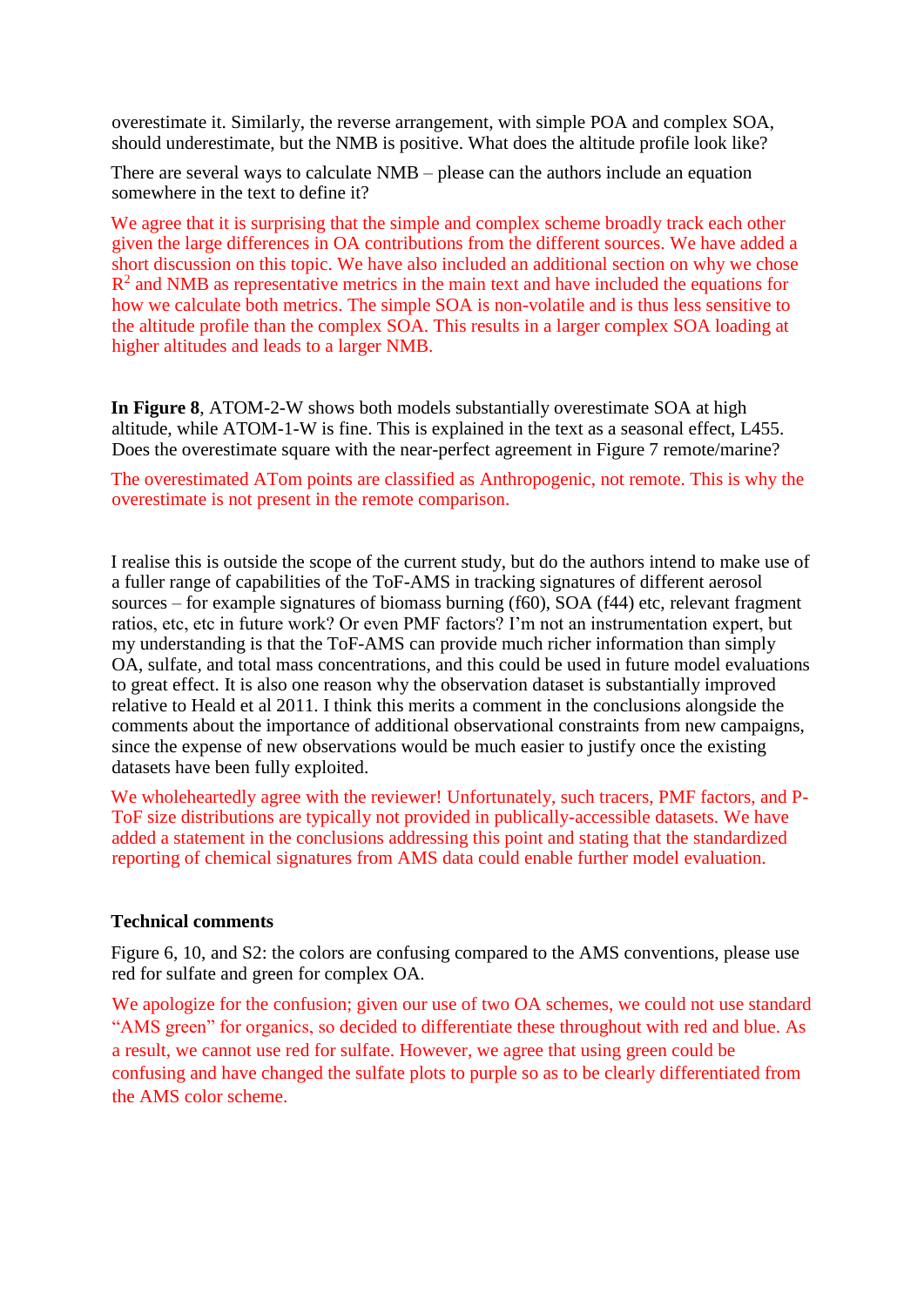overestimate it. Similarly, the reverse arrangement, with simple POA and complex SOA, should underestimate, but the NMB is positive. What does the altitude profile look like?

There are several ways to calculate NMB – please can the authors include an equation somewhere in the text to define it?

We agree that it is surprising that the simple and complex scheme broadly track each other given the large differences in OA contributions from the different sources. We have added a short discussion on this topic. We have also included an additional section on why we chose $R^2$ and NMB as representative metrics in the main text and have included the equations for how we calculate both metrics. The simple SOA is non-volatile and is thus less sensitive to the altitude profile than the complex SOA. This results in a larger complex SOA loading at higher altitudes and leads to a larger NMB.

**In Figure 8**, ATOM-2-W shows both models substantially overestimate SOA at high altitude, while ATOM-1-W is fine. This is explained in the text as a seasonal effect, L455. Does the overestimate square with the near-perfect agreement in Figure 7 remote/marine?

The overestimated ATom points are classified as Anthropogenic, not remote. This is why the overestimate is not present in the remote comparison.

I realise this is outside the scope of the current study, but do the authors intend to make use of a fuller range of capabilities of the ToF-AMS in tracking signatures of different aerosol sources – for example signatures of biomass burning (f60), SOA (f44) etc, relevant fragment ratios, etc, etc in future work? Or even PMF factors? I'm not an instrumentation expert, but my understanding is that the ToF-AMS can provide much richer information than simply OA, sulfate, and total mass concentrations, and this could be used in future model evaluations to great effect. It is also one reason why the observation dataset is substantially improved relative to Heald et al 2011. I think this merits a comment in the conclusions alongside the comments about the importance of additional observational constraints from new campaigns, since the expense of new observations would be much easier to justify once the existing datasets have been fully exploited.

We wholeheartedly agree with the reviewer! Unfortunately, such tracers, PMF factors, and P-ToF size distributions are typically not provided in publically-accessible datasets. We have added a statement in the conclusions addressing this point and stating that the standardized reporting of chemical signatures from AMS data could enable further model evaluation.

**Technical comments**

Figure 6, 10, and S2: the colors are confusing compared to the AMS conventions, please use red for sulfate and green for complex OA.

We apologize for the confusion; given our use of two OA schemes, we could not use standard "AMS green" for organics, so decided to differentiate these throughout with red and blue. As a result, we cannot use red for sulfate. However, we agree that using green could be confusing and have changed the sulfate plots to purple so as to be clearly differentiated from the AMS color scheme.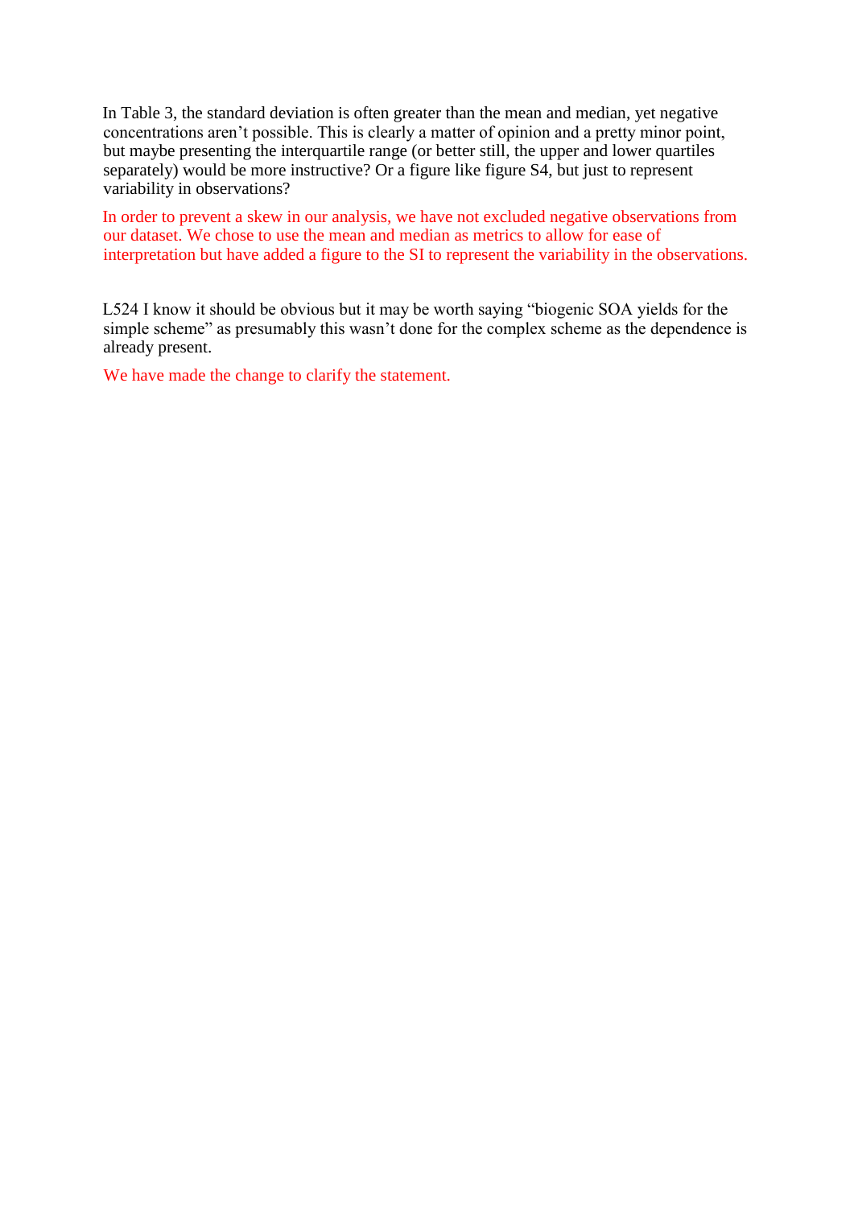In Table 3, the standard deviation is often greater than the mean and median, yet negative concentrations aren't possible. This is clearly a matter of opinion and a pretty minor point, but maybe presenting the interquartile range (or better still, the upper and lower quartiles separately) would be more instructive? Or a figure like figure S4, but just to represent variability in observations?

In order to prevent a skew in our analysis, we have not excluded negative observations from our dataset. We chose to use the mean and median as metrics to allow for ease of interpretation but have added a figure to the SI to represent the variability in the observations.

L524 I know it should be obvious but it may be worth saying "biogenic SOA yields for the simple scheme" as presumably this wasn't done for the complex scheme as the dependence is already present.

We have made the change to clarify the statement.